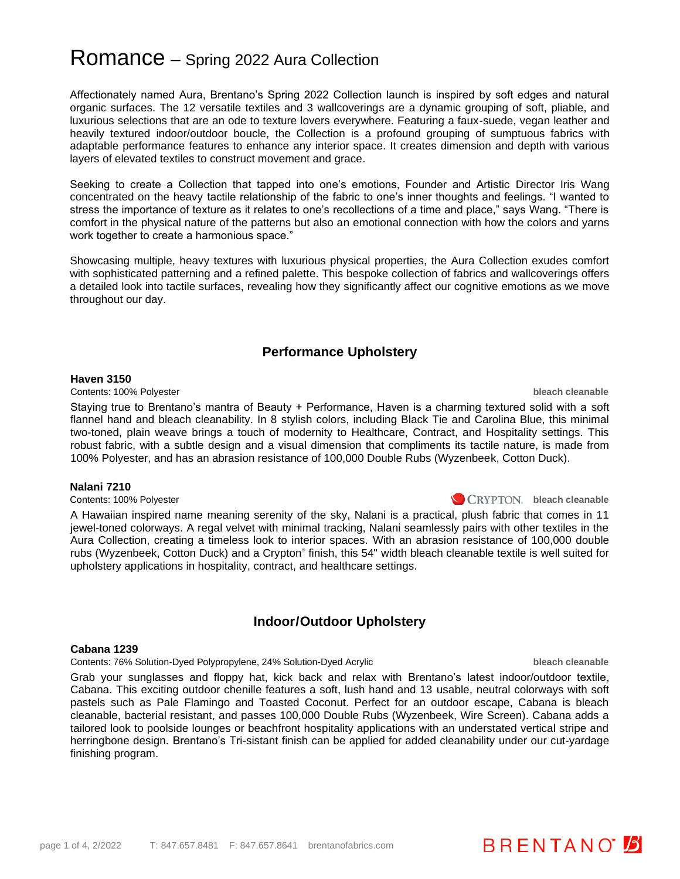# Romance – Spring 2022 Aura Collection

Affectionately named Aura, Brentano's Spring 2022 Collection launch is inspired by soft edges and natural organic surfaces. The 12 versatile textiles and 3 wallcoverings are a dynamic grouping of soft, pliable, and luxurious selections that are an ode to texture lovers everywhere. Featuring a faux-suede, vegan leather and heavily textured indoor/outdoor boucle, the Collection is a profound grouping of sumptuous fabrics with adaptable performance features to enhance any interior space. It creates dimension and depth with various layers of elevated textiles to construct movement and grace.

Seeking to create a Collection that tapped into one's emotions, Founder and Artistic Director Iris Wang concentrated on the heavy tactile relationship of the fabric to one's inner thoughts and feelings. "I wanted to stress the importance of texture as it relates to one's recollections of a time and place," says Wang. "There is comfort in the physical nature of the patterns but also an emotional connection with how the colors and yarns work together to create a harmonious space."

Showcasing multiple, heavy textures with luxurious physical properties, the Aura Collection exudes comfort with sophisticated patterning and a refined palette. This bespoke collection of fabrics and wallcoverings offers a detailed look into tactile surfaces, revealing how they significantly affect our cognitive emotions as we move throughout our day.

## Performance Upholstery

**Haven 3150**

Contents: 100% Polyester **bleach cleanable**

Staying true to Brentano's mantra of Beauty + Performance, Haven is a charming textured solid with a soft flannel hand and bleach cleanability. In 8 stylish colors, including Black Tie and Carolina Blue, this minimal two-toned, plain weave brings a touch of modernity to Healthcare, Contract, and Hospitality settings. This robust fabric, with a subtle design and a visual dimension that compliments its tactile nature, is made from 100% Polyester, and has an abrasion resistance of 100,000 Double Rubs (Wyzenbeek, Cotton Duck).

**Nalani 7210**

Contents: 100% Polyester CRYPTON **bleach cleanable**

A Hawaiian inspired name meaning serenity of the sky, Nalani is a practical, plush fabric that comes in 11 jewel-toned colorways. A regal velvet with minimal tracking, Nalani seamlessly pairs with other textiles in the Aura Collection, creating a timeless look to interior spaces. With an abrasion resistance of 100,000 double rubs (Wyzenbeek, Cotton Duck) and a Crypton® finish, this 54" width bleach cleanable textile is well suited for upholstery applications in hospitality, contract, and healthcare settings.

## Indoor/Outdoor Upholstery

**Cabana 1239**

Contents: 76% Solution-Dyed Polypropylene, 24% Solution-Dyed Acrylic **bleach cleanable**

Grab your sunglasses and floppy hat, kick back and relax with Brentano's latest indoor/outdoor textile, Cabana. This exciting outdoor chenille features a soft, lush hand and 13 usable, neutral colorways with soft pastels such as Pale Flamingo and Toasted Coconut. Perfect for an outdoor escape, Cabana is bleach cleanable, bacterial resistant, and passes 100,000 Double Rubs (Wyzenbeek, Wire Screen). Cabana adds a tailored look to poolside lounges or beachfront hospitality applications with an understated vertical stripe and herringbone design. Brentano's Tri-sistant finish can be applied for added cleanability under our cut-yardage finishing program.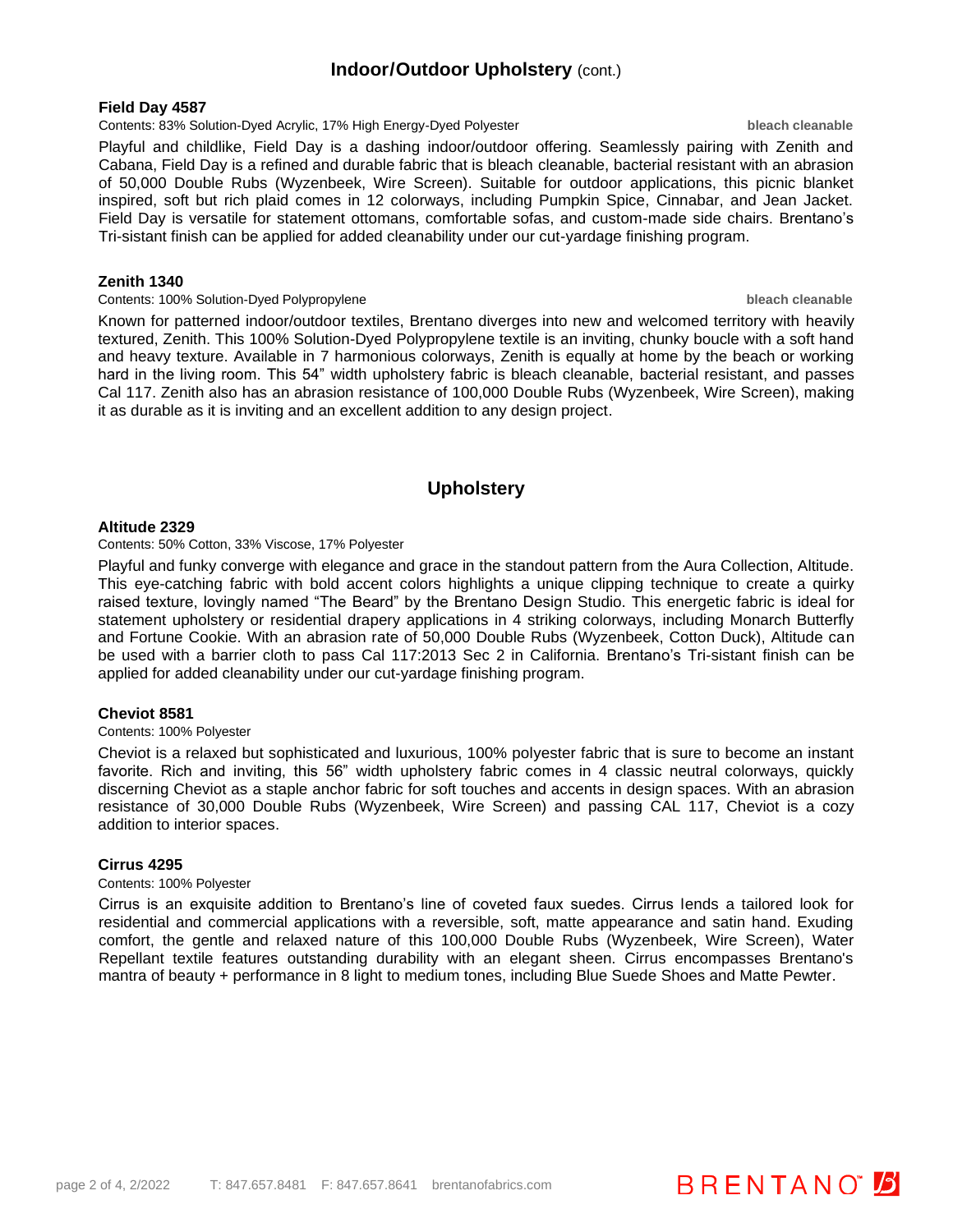## Indoor/Outdoor Upholstery (cont.)

### Field Day 4587

Contents: 83% Solution-Dyed Acrylic, 17% High Energy-Dyed Polyester **bleach cleanable**

Playful and childlike, Field Day is a dashing indoor/outdoor offering. Seamlessly pairing with Zenith and Cabana, Field Day is a refined and durable fabric that is bleach cleanable, bacterial resistant with an abrasion of 50,000 Double Rubs (Wyzenbeek, Wire Screen). Suitable for outdoor applications, this picnic blanket inspired, soft but rich plaid comes in 12 colorways, including Pumpkin Spice, Cinnabar, and Jean Jacket. Field Day is versatile for statement ottomans, comfortable sofas, and custom-made side chairs. Brentano's Tri-sistant finish can be applied for added cleanability under our cut-yardage finishing program.

### Zenith 1340

Contents: 100% Solution-Dyed Polypropylene **bleach cleanable**

Known for patterned indoor/outdoor textiles, Brentano diverges into new and welcomed territory with heavily textured, Zenith. This 100% Solution-Dyed Polypropylene textile is an inviting, chunky boucle with a soft hand and heavy texture. Available in 7 harmonious colorways, Zenith is equally at home by the beach or working hard in the living room. This 54" width upholstery fabric is bleach cleanable, bacterial resistant, and passes Cal 117. Zenith also has an abrasion resistance of 100,000 Double Rubs (Wyzenbeek, Wire Screen), making it as durable as it is inviting and an excellent addition to any design project.

## Upholstery

### Altitude 2329

Contents: 50% Cotton, 33% Viscose, 17% Polyester

Playful and funky converge with elegance and grace in the standout pattern from the Aura Collection, Altitude. This eye-catching fabric with bold accent colors highlights a unique clipping technique to create a quirky raised texture, lovingly named "The Beard" by the Brentano Design Studio. This energetic fabric is ideal for statement upholstery or residential drapery applications in 4 striking colorways, including Monarch Butterfly and Fortune Cookie. With an abrasion rate of 50,000 Double Rubs (Wyzenbeek, Cotton Duck), Altitude can be used with a barrier cloth to pass Cal 117:2013 Sec 2 in California. Brentano's Tri-sistant finish can be applied for added cleanability under our cut-yardage finishing program.

### Cheviot 8581

Contents: 100% Polyester

Cheviot is a relaxed but sophisticated and luxurious, 100% polyester fabric that is sure to become an instant favorite. Rich and inviting, this 56" width upholstery fabric comes in 4 classic neutral colorways, quickly discerning Cheviot as a staple anchor fabric for soft touches and accents in design spaces. With an abrasion resistance of 30,000 Double Rubs (Wyzenbeek, Wire Screen) and passing CAL 117, Cheviot is a cozy addition to interior spaces.

### Cirrus 4295

Contents: 100% Polyester

Cirrus is an exquisite addition to Brentano's line of coveted faux suedes. Cirrus lends a tailored look for residential and commercial applications with a reversible, soft, matte appearance and satin hand. Exuding comfort, the gentle and relaxed nature of this 100,000 Double Rubs (Wyzenbeek, Wire Screen), Water Repellant textile features outstanding durability with an elegant sheen. Cirrus encompasses Brentano's mantra of beauty + performance in 8 light to medium tones, including Blue Suede Shoes and Matte Pewter.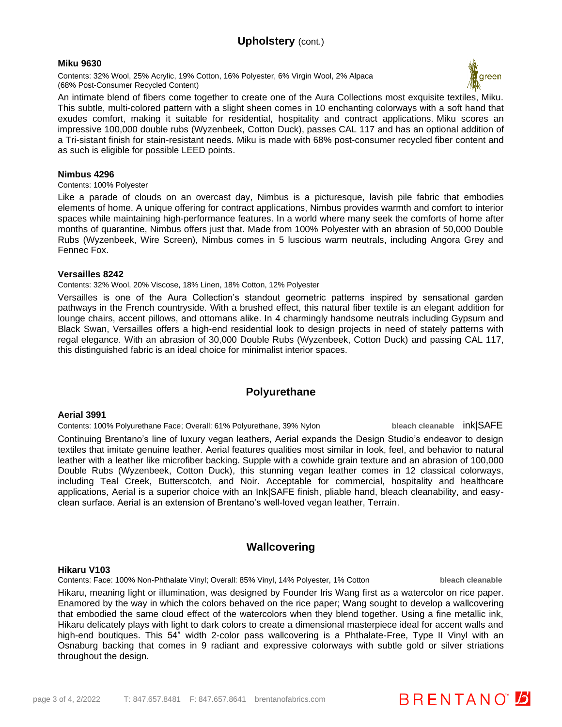## Upholstery (cont.)

### Miku 9630

Contents: 32% Wool, 25% Acrylic, 19% Cotton, 16% Polyester, 6% Virgin Wool, 2% Alpaca (68% Post-Consumer Recycled Content)

green

An intimate blend of fibers come together to create one of the Aura Collections most exquisite textiles, Miku. This subtle, multi-colored pattern with a slight sheen comes in 10 enchanting colorways with a soft hand that exudes comfort, making it suitable for residential, hospitality and contract applications. Miku scores an impressive 100,000 double rubs (Wyzenbeek, Cotton Duck), passes CAL 117 and has an optional addition of a Tri-sistant finish for stain-resistant needs. Miku is made with 68% post-consumer recycled fiber content and as such is eligible for possible LEED points.

### Nimbus 4296

Contents: 100% Polyester

Like a parade of clouds on an overcast day, Nimbus is a picturesque, lavish pile fabric that embodies elements of home. A unique offering for contract applications, Nimbus provides warmth and comfort to interior spaces while maintaining high-performance features. In a world where many seek the comforts of home after months of quarantine, Nimbus offers just that. Made from 100% Polyester with an abrasion of 50,000 Double Rubs (Wyzenbeek, Wire Screen), Nimbus comes in 5 luscious warm neutrals, including Angora Grey and Fennec Fox.

### Versailles 8242

Contents: 32% Wool, 20% Viscose, 18% Linen, 18% Cotton, 12% Polyester

Versailles is one of the Aura Collection's standout geometric patterns inspired by sensational garden pathways in the French countryside. With a brushed effect, this natural fiber textile is an elegant addition for lounge chairs, accent pillows, and ottomans alike. In 4 charmingly handsome neutrals including Gypsum and Black Swan, Versailles offers a high-end residential look to design projects in need of stately patterns with regal elegance. With an abrasion of 30,000 Double Rubs (Wyzenbeek, Cotton Duck) and passing CAL 117, this distinguished fabric is an ideal choice for minimalist interior spaces.

## Polyurethane

### Aerial 3991

Contents: 100% Polyurethane Face; Overall: 61% Polyurethane, 39% Nylon

**bleach cleanable** ink|SAFE

Continuing Brentano's line of luxury vegan leathers, Aerial expands the Design Studio's endeavor to design textiles that imitate genuine leather. Aerial features qualities most similar in look, feel, and behavior to natural leather with a leather like microfiber backing. Supple with a cowhide grain texture and an abrasion of 100,000 Double Rubs (Wyzenbeek, Cotton Duck), this stunning vegan leather comes in 12 classical colorways, including Teal Creek, Butterscotch, and Noir. Acceptable for commercial, hospitality and healthcare applications, Aerial is a superior choice with an Ink|SAFE finish, pliable hand, bleach cleanability, and easy-clean surface. Aerial is an extension of Brentano's well-loved vegan leather, Terrain.

## Wallcovering

### Hikaru V103

Contents: Face: 100% Non-Phthalate Vinyl; Overall: 85% Vinyl, 14% Polyester, 1% Cotton

**bleach cleanable**

Hikaru, meaning light or illumination, was designed by Founder Iris Wang first as a watercolor on rice paper. Enamored by the way in which the colors behaved on the rice paper; Wang sought to develop a wallcovering that embodied the same cloud effect of the watercolors when they blend together. Using a fine metallic ink, Hikaru delicately plays with light to dark colors to create a dimensional masterpiece ideal for accent walls and high-end boutiques. This 54" width 2-color pass wallcovering is a Phthalate-Free, Type II Vinyl with an Osnaburg backing that comes in 9 radiant and expressive colorways with subtle gold or silver striations throughout the design.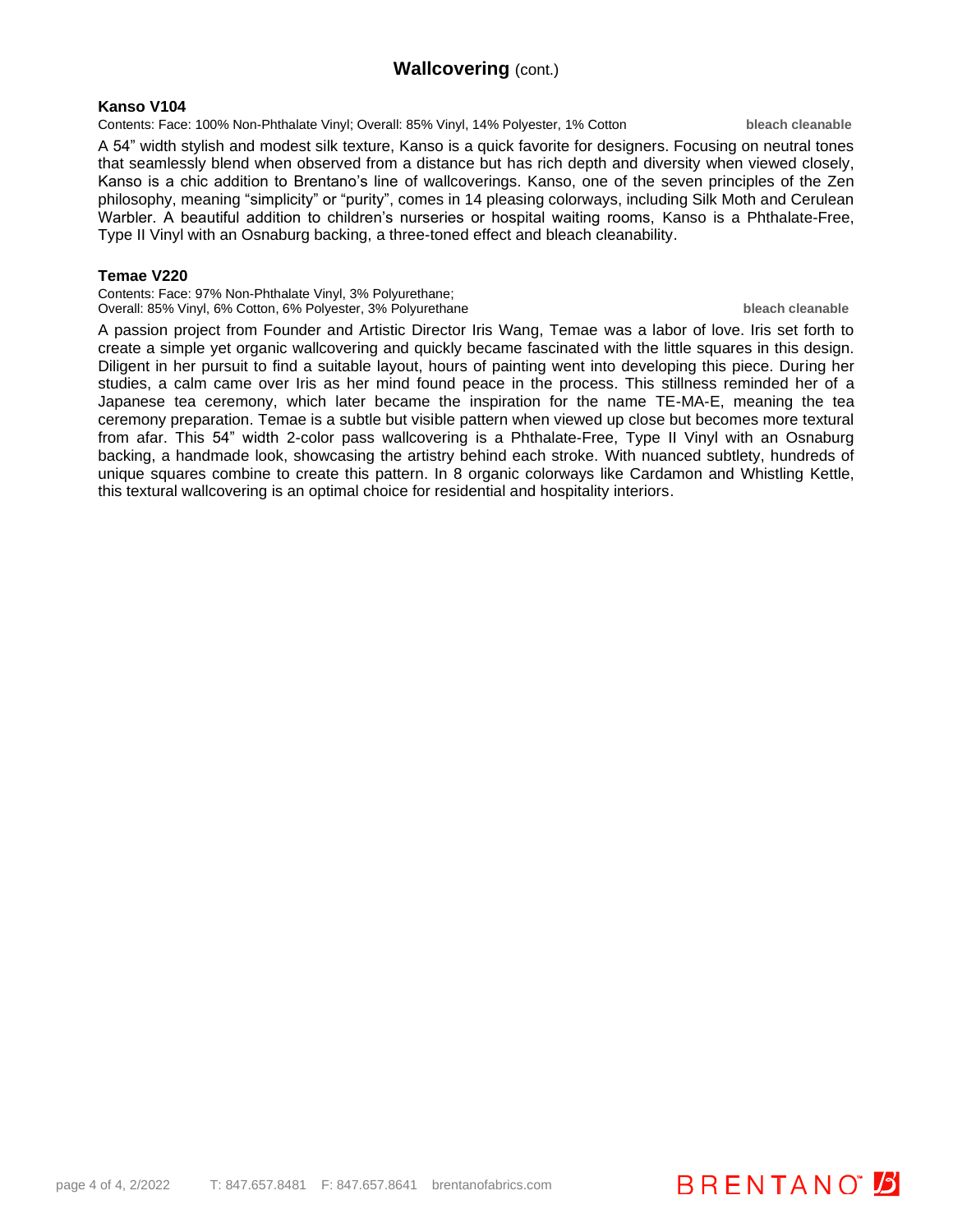## Wallcovering (cont.)

### Kanso V104

Contents: Face: 100% Non-Phthalate Vinyl; Overall: 85% Vinyl, 14% Polyester, 1% Cotton **bleach cleanable**

A 54" width stylish and modest silk texture, Kanso is a quick favorite for designers. Focusing on neutral tones that seamlessly blend when observed from a distance but has rich depth and diversity when viewed closely, Kanso is a chic addition to Brentano's line of wallcoverings. Kanso, one of the seven principles of the Zen philosophy, meaning "simplicity" or "purity", comes in 14 pleasing colorways, including Silk Moth and Cerulean Warbler. A beautiful addition to children's nurseries or hospital waiting rooms, Kanso is a Phthalate-Free, Type II Vinyl with an Osnaburg backing, a three-toned effect and bleach cleanability.

### Temae V220

Contents: Face: 97% Non-Phthalate Vinyl, 3% Polyurethane;
Overall: 85% Vinyl, 6% Cotton, 6% Polyester, 3% Polyurethane **bleach cleanable**

A passion project from Founder and Artistic Director Iris Wang, Temae was a labor of love. Iris set forth to create a simple yet organic wallcovering and quickly became fascinated with the little squares in this design. Diligent in her pursuit to find a suitable layout, hours of painting went into developing this piece. During her studies, a calm came over Iris as her mind found peace in the process. This stillness reminded her of a Japanese tea ceremony, which later became the inspiration for the name TE-MA-E, meaning the tea ceremony preparation. Temae is a subtle but visible pattern when viewed up close but becomes more textural from afar. This 54" width 2-color pass wallcovering is a Phthalate-Free, Type II Vinyl with an Osnaburg backing, a handmade look, showcasing the artistry behind each stroke. With nuanced subtlety, hundreds of unique squares combine to create this pattern. In 8 organic colorways like Cardamon and Whistling Kettle, this textural wallcovering is an optimal choice for residential and hospitality interiors.